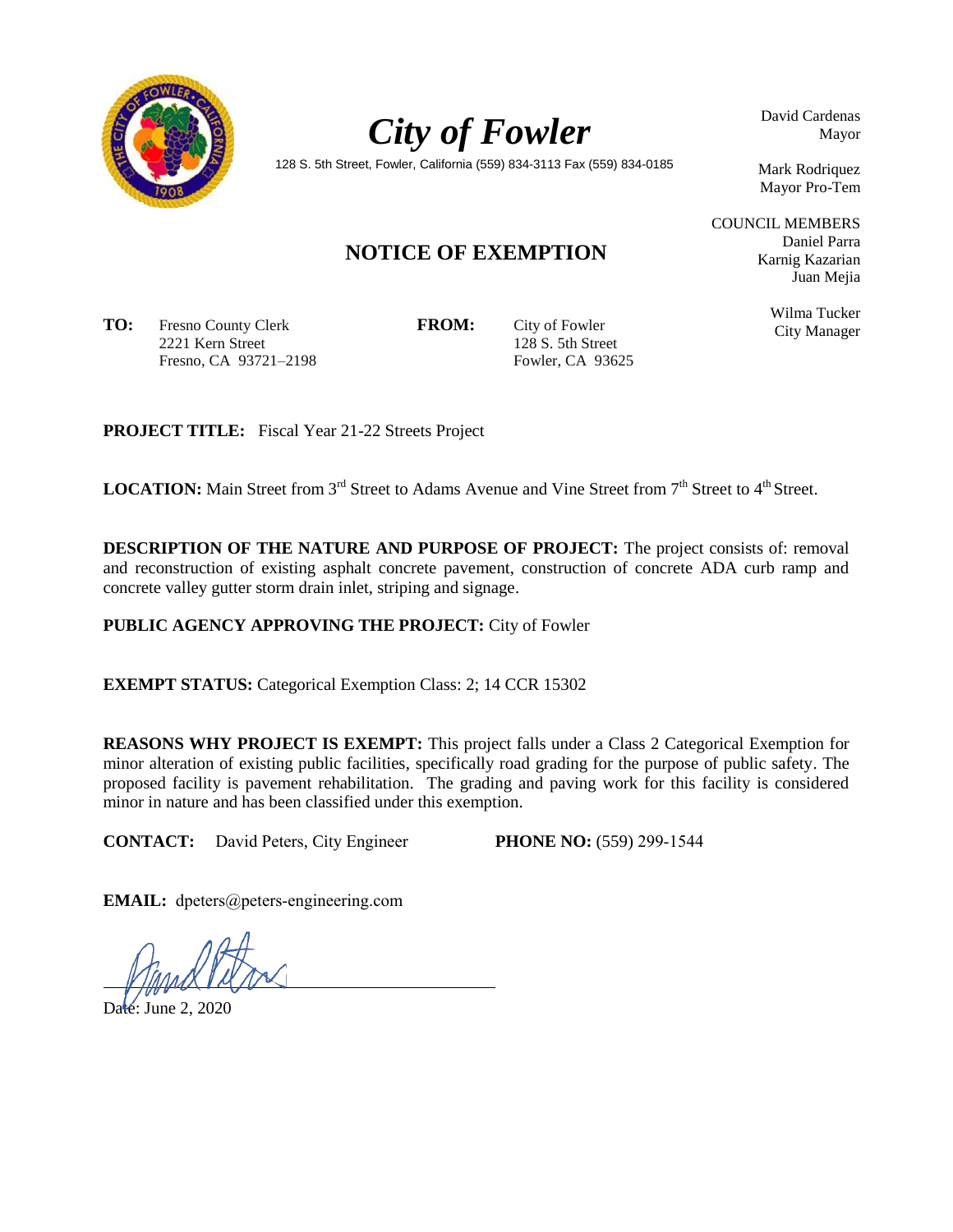# *City of Fowler*

128 S. 5th Street, Fowler, California (559) 834-3113 Fax (559) 834-0185

David Cardenas
Mayor

Mark Rodriquez
Mayor Pro-Tem

COUNCIL MEMBERS
Daniel Parra
Karnig Kazarian
Juan Mejia

Wilma Tucker
City Manager

## NOTICE OF EXEMPTION

**TO:** Fresno County Clerk
2221 Kern Street
Fresno, CA 93721–2198

**FROM:** City of Fowler
128 S. 5th Street
Fowler, CA 93625

**PROJECT TITLE:** Fiscal Year 21-22 Streets Project

**LOCATION:** Main Street from 3rd Street to Adams Avenue and Vine Street from 7th Street to 4th Street.

**DESCRIPTION OF THE NATURE AND PURPOSE OF PROJECT:** The project consists of: removal and reconstruction of existing asphalt concrete pavement, construction of concrete ADA curb ramp and concrete valley gutter storm drain inlet, striping and signage.

**PUBLIC AGENCY APPROVING THE PROJECT:** City of Fowler

**EXEMPT STATUS:** Categorical Exemption Class: 2; 14 CCR 15302

**REASONS WHY PROJECT IS EXEMPT:** This project falls under a Class 2 Categorical Exemption for minor alteration of existing public facilities, specifically road grading for the purpose of public safety. The proposed facility is pavement rehabilitation. The grading and paving work for this facility is considered minor in nature and has been classified under this exemption.

**CONTACT:** David Peters, City Engineer **PHONE NO:** (559) 299-1544

**EMAIL:** dpeters@peters-engineering.com

Date: June 2, 2020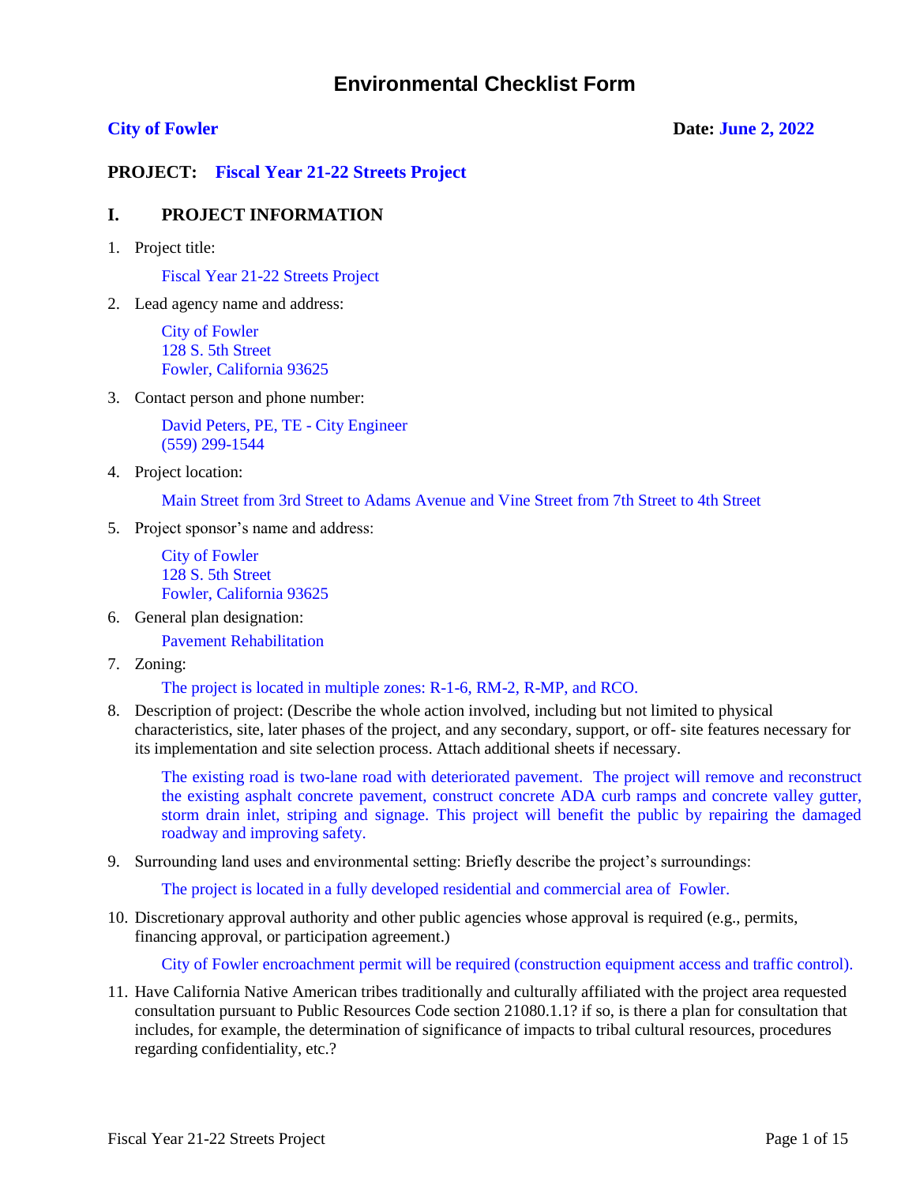# Environmental Checklist Form

**City of Fowler** **Date: June 2, 2022**

**PROJECT: Fiscal Year 21-22 Streets Project**

## I. PROJECT INFORMATION

1. Project title:

   Fiscal Year 21-22 Streets Project

2. Lead agency name and address:

   City of Fowler
   128 S. 5th Street
   Fowler, California 93625

3. Contact person and phone number:

   David Peters, PE, TE - City Engineer
   (559) 299-1544

4. Project location:

   Main Street from 3rd Street to Adams Avenue and Vine Street from 7th Street to 4th Street

5. Project sponsor's name and address:

   City of Fowler
   128 S. 5th Street
   Fowler, California 93625

6. General plan designation:

   Pavement Rehabilitation

7. Zoning:

   The project is located in multiple zones: R-1-6, RM-2, R-MP, and RCO.

8. Description of project: (Describe the whole action involved, including but not limited to physical characteristics, site, later phases of the project, and any secondary, support, or off- site features necessary for its implementation and site selection process. Attach additional sheets if necessary.

   The existing road is two-lane road with deteriorated pavement. The project will remove and reconstruct the existing asphalt concrete pavement, construct concrete ADA curb ramps and concrete valley gutter, storm drain inlet, striping and signage. This project will benefit the public by repairing the damaged roadway and improving safety.

9. Surrounding land uses and environmental setting: Briefly describe the project's surroundings:

   The project is located in a fully developed residential and commercial area of Fowler.

10. Discretionary approval authority and other public agencies whose approval is required (e.g., permits, financing approval, or participation agreement.)

    City of Fowler encroachment permit will be required (construction equipment access and traffic control).

11. Have California Native American tribes traditionally and culturally affiliated with the project area requested consultation pursuant to Public Resources Code section 21080.1.1? if so, is there a plan for consultation that includes, for example, the determination of significance of impacts to tribal cultural resources, procedures regarding confidentiality, etc.?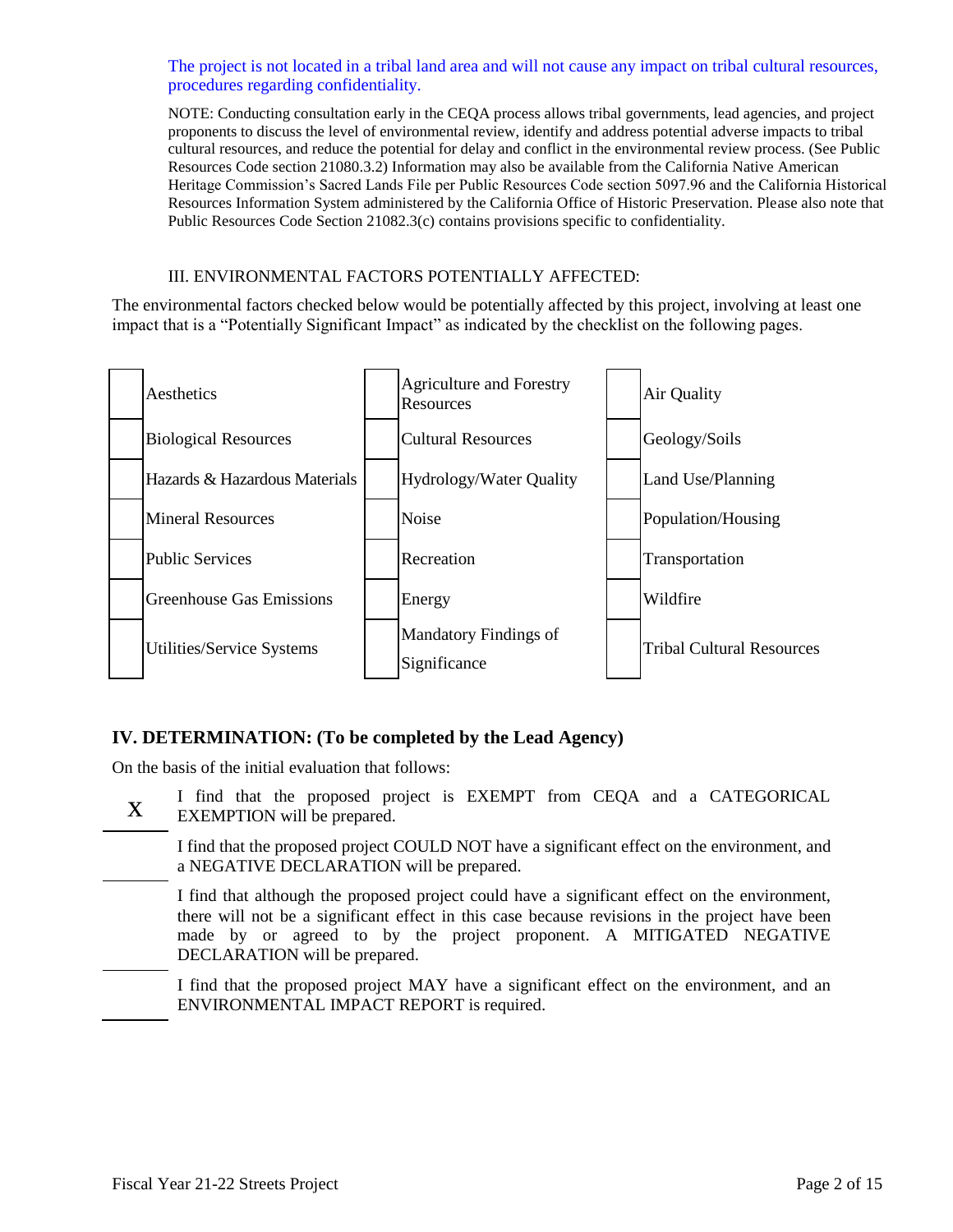The project is not located in a tribal land area and will not cause any impact on tribal cultural resources, procedures regarding confidentiality.

NOTE: Conducting consultation early in the CEQA process allows tribal governments, lead agencies, and project proponents to discuss the level of environmental review, identify and address potential adverse impacts to tribal cultural resources, and reduce the potential for delay and conflict in the environmental review process. (See Public Resources Code section 21080.3.2) Information may also be available from the California Native American Heritage Commission's Sacred Lands File per Public Resources Code section 5097.96 and the California Historical Resources Information System administered by the California Office of Historic Preservation. Please also note that Public Resources Code Section 21082.3(c) contains provisions specific to confidentiality.

## III. ENVIRONMENTAL FACTORS POTENTIALLY AFFECTED:

The environmental factors checked below would be potentially affected by this project, involving at least one impact that is a "Potentially Significant Impact" as indicated by the checklist on the following pages.

| | | | | | |
|---|---|---|---|---|---|
| | Aesthetics | | Agriculture and Forestry Resources | | Air Quality |
| | Biological Resources | | Cultural Resources | | Geology/Soils |
| | Hazards & Hazardous Materials | | Hydrology/Water Quality | | Land Use/Planning |
| | Mineral Resources | | Noise | | Population/Housing |
| | Public Services | | Recreation | | Transportation |
| | Greenhouse Gas Emissions | | Energy | | Wildfire |
| | Utilities/Service Systems | | Mandatory Findings of Significance | | Tribal Cultural Resources |

## IV. DETERMINATION: (To be completed by the Lead Agency)

On the basis of the initial evaluation that follows:

| | |
|---|---|
| X | I find that the proposed project is EXEMPT from CEQA and a CATEGORICAL EXEMPTION will be prepared. |
| | I find that the proposed project COULD NOT have a significant effect on the environment, and a NEGATIVE DECLARATION will be prepared. |
| | I find that although the proposed project could have a significant effect on the environment, there will not be a significant effect in this case because revisions in the project have been made by or agreed to by the project proponent. A MITIGATED NEGATIVE DECLARATION will be prepared. |
| | I find that the proposed project MAY have a significant effect on the environment, and an ENVIRONMENTAL IMPACT REPORT is required. |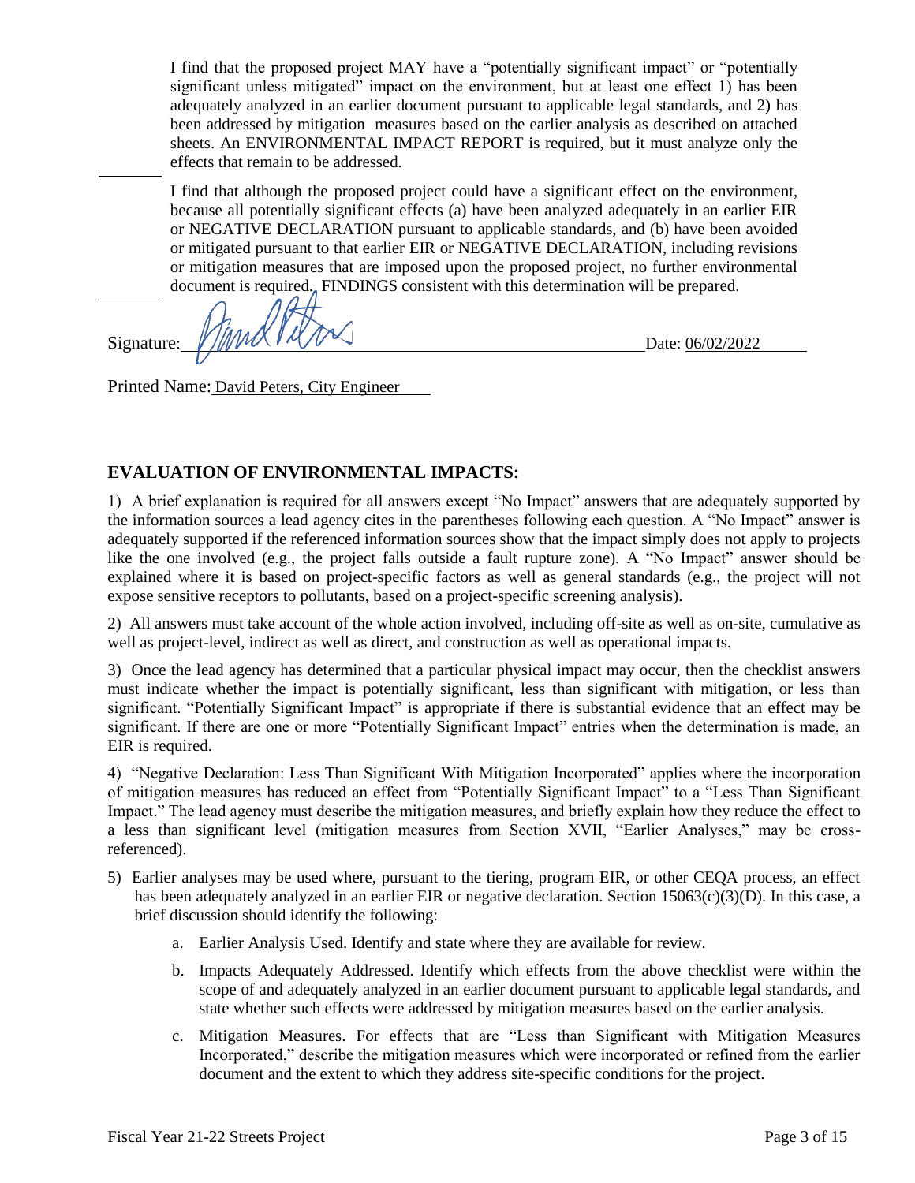I find that the proposed project MAY have a "potentially significant impact" or "potentially significant unless mitigated" impact on the environment, but at least one effect 1) has been adequately analyzed in an earlier document pursuant to applicable legal standards, and 2) has been addressed by mitigation measures based on the earlier analysis as described on attached sheets. An ENVIRONMENTAL IMPACT REPORT is required, but it must analyze only the effects that remain to be addressed.

\_\_\_\_\_\_\_\_

I find that although the proposed project could have a significant effect on the environment, because all potentially significant effects (a) have been analyzed adequately in an earlier EIR or NEGATIVE DECLARATION pursuant to applicable standards, and (b) have been avoided or mitigated pursuant to that earlier EIR or NEGATIVE DECLARATION, including revisions or mitigation measures that are imposed upon the proposed project, no further environmental document is required. FINDINGS consistent with this determination will be prepared.

\_\_\_\_\_\_\_\_

Signature: [signature] Date: 06/02/2022

Printed Name: David Peters, City Engineer

## EVALUATION OF ENVIRONMENTAL IMPACTS:

1) A brief explanation is required for all answers except "No Impact" answers that are adequately supported by the information sources a lead agency cites in the parentheses following each question. A "No Impact" answer is adequately supported if the referenced information sources show that the impact simply does not apply to projects like the one involved (e.g., the project falls outside a fault rupture zone). A "No Impact" answer should be explained where it is based on project-specific factors as well as general standards (e.g., the project will not expose sensitive receptors to pollutants, based on a project-specific screening analysis).

2) All answers must take account of the whole action involved, including off-site as well as on-site, cumulative as well as project-level, indirect as well as direct, and construction as well as operational impacts.

3) Once the lead agency has determined that a particular physical impact may occur, then the checklist answers must indicate whether the impact is potentially significant, less than significant with mitigation, or less than significant. "Potentially Significant Impact" is appropriate if there is substantial evidence that an effect may be significant. If there are one or more "Potentially Significant Impact" entries when the determination is made, an EIR is required.

4) "Negative Declaration: Less Than Significant With Mitigation Incorporated" applies where the incorporation of mitigation measures has reduced an effect from "Potentially Significant Impact" to a "Less Than Significant Impact." The lead agency must describe the mitigation measures, and briefly explain how they reduce the effect to a less than significant level (mitigation measures from Section XVII, "Earlier Analyses," may be cross-referenced).

5) Earlier analyses may be used where, pursuant to the tiering, program EIR, or other CEQA process, an effect has been adequately analyzed in an earlier EIR or negative declaration. Section 15063(c)(3)(D). In this case, a brief discussion should identify the following:

   a. Earlier Analysis Used. Identify and state where they are available for review.

   b. Impacts Adequately Addressed. Identify which effects from the above checklist were within the scope of and adequately analyzed in an earlier document pursuant to applicable legal standards, and state whether such effects were addressed by mitigation measures based on the earlier analysis.

   c. Mitigation Measures. For effects that are "Less than Significant with Mitigation Measures Incorporated," describe the mitigation measures which were incorporated or refined from the earlier document and the extent to which they address site-specific conditions for the project.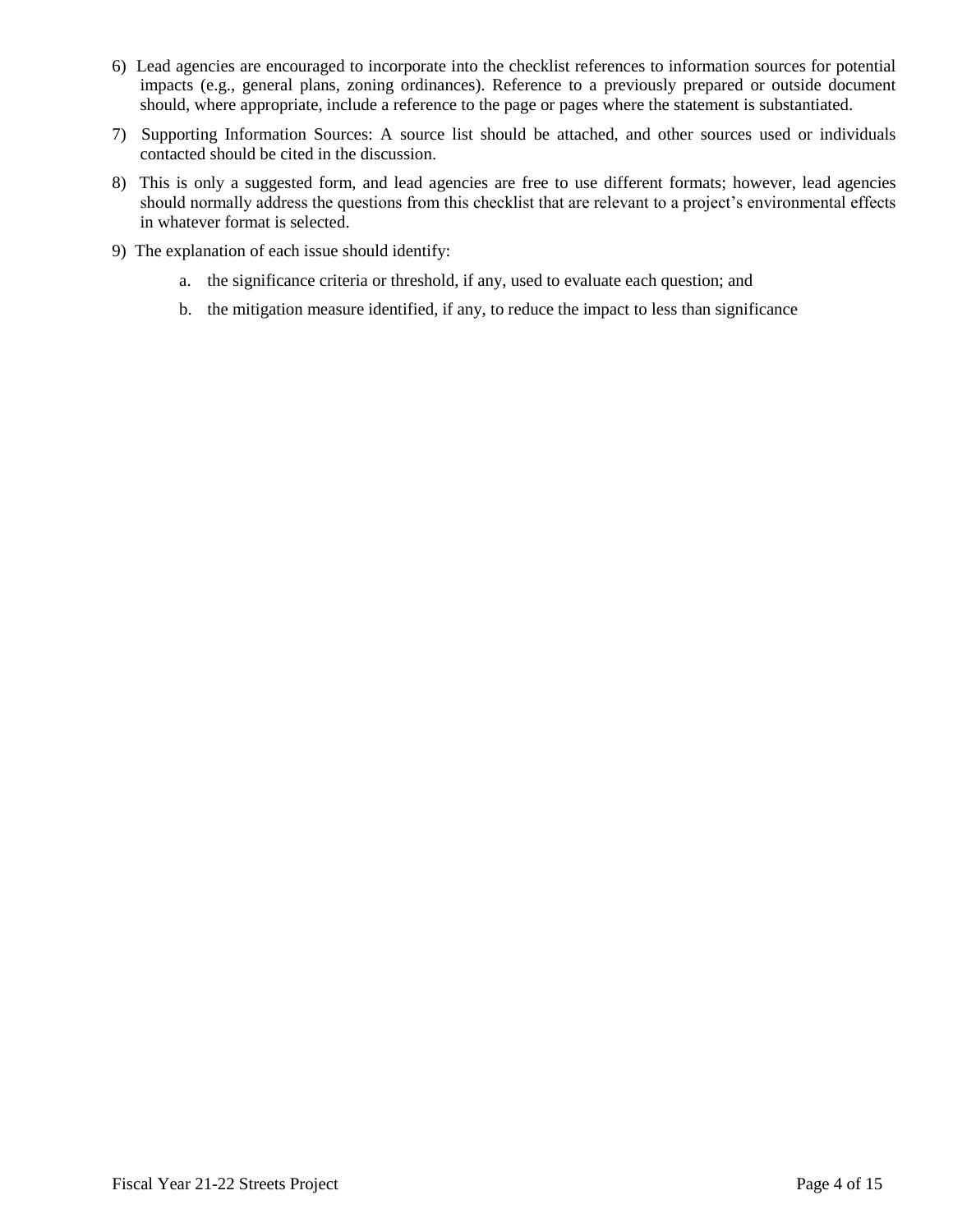6) Lead agencies are encouraged to incorporate into the checklist references to information sources for potential impacts (e.g., general plans, zoning ordinances). Reference to a previously prepared or outside document should, where appropriate, include a reference to the page or pages where the statement is substantiated.

7) Supporting Information Sources: A source list should be attached, and other sources used or individuals contacted should be cited in the discussion.

8) This is only a suggested form, and lead agencies are free to use different formats; however, lead agencies should normally address the questions from this checklist that are relevant to a project's environmental effects in whatever format is selected.

9) The explanation of each issue should identify:

   a. the significance criteria or threshold, if any, used to evaluate each question; and

   b. the mitigation measure identified, if any, to reduce the impact to less than significance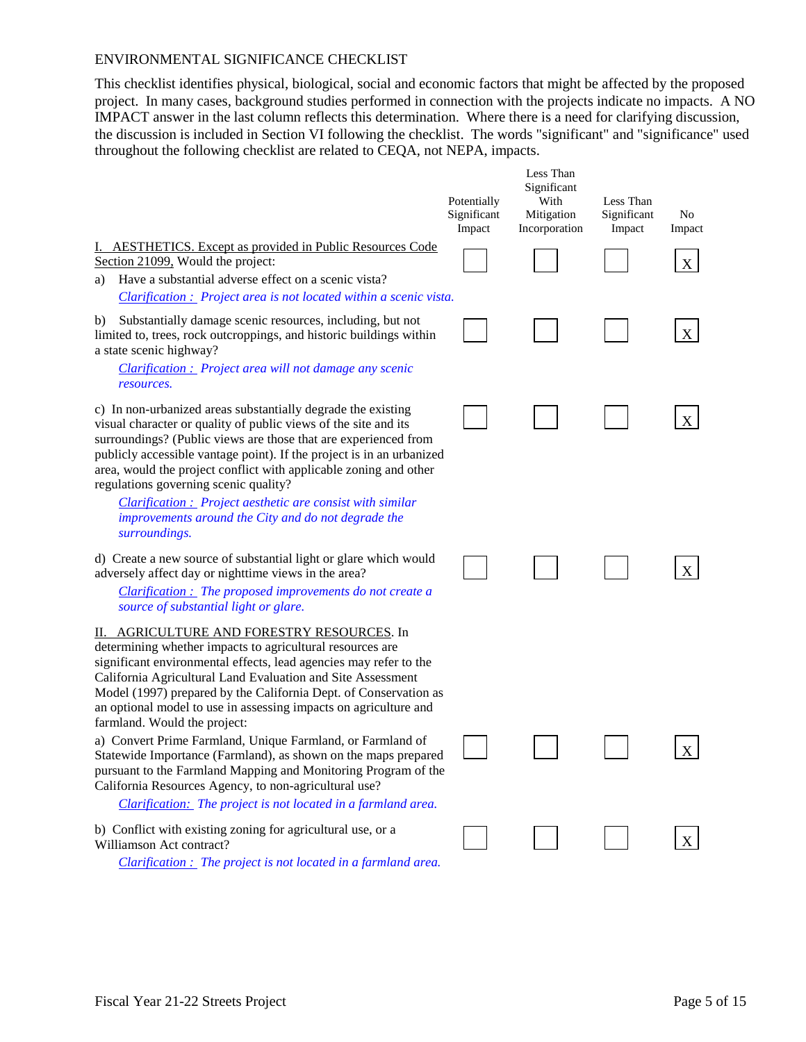ENVIRONMENTAL SIGNIFICANCE CHECKLIST

This checklist identifies physical, biological, social and economic factors that might be affected by the proposed project. In many cases, background studies performed in connection with the projects indicate no impacts. A NO IMPACT answer in the last column reflects this determination. Where there is a need for clarifying discussion, the discussion is included in Section VI following the checklist. The words "significant" and "significance" used throughout the following checklist are related to CEQA, not NEPA, impacts.

| | Potentially Significant Impact | Less Than Significant With Mitigation Incorporation | Less Than Significant Impact | No Impact |
|---|---|---|---|---|
| I. AESTHETICS. Except as provided in Public Resources Code Section 21099, Would the project: | | | | |
| a) Have a substantial adverse effect on a scenic vista? *Clarification : Project area is not located within a scenic vista.* | | | | X |
| b) Substantially damage scenic resources, including, but not limited to, trees, rock outcroppings, and historic buildings within a state scenic highway? *Clarification : Project area will not damage any scenic resources.* | | | | X |
| c) In non-urbanized areas substantially degrade the existing visual character or quality of public views of the site and its surroundings? (Public views are those that are experienced from publicly accessible vantage point). If the project is in an urbanized area, would the project conflict with applicable zoning and other regulations governing scenic quality? *Clarification : Project aesthetic are consist with similar improvements around the City and do not degrade the surroundings.* | | | | X |
| d) Create a new source of substantial light or glare which would adversely affect day or nighttime views in the area? *Clarification : The proposed improvements do not create a source of substantial light or glare.* | | | | X |
| II. AGRICULTURE AND FORESTRY RESOURCES. In determining whether impacts to agricultural resources are significant environmental effects, lead agencies may refer to the California Agricultural Land Evaluation and Site Assessment Model (1997) prepared by the California Dept. of Conservation as an optional model to use in assessing impacts on agriculture and farmland. Would the project: | | | | |
| a) Convert Prime Farmland, Unique Farmland, or Farmland of Statewide Importance (Farmland), as shown on the maps prepared pursuant to the Farmland Mapping and Monitoring Program of the California Resources Agency, to non-agricultural use? *Clarification: The project is not located in a farmland area.* | | | | X |
| b) Conflict with existing zoning for agricultural use, or a Williamson Act contract? *Clarification : The project is not located in a farmland area.* | | | | X |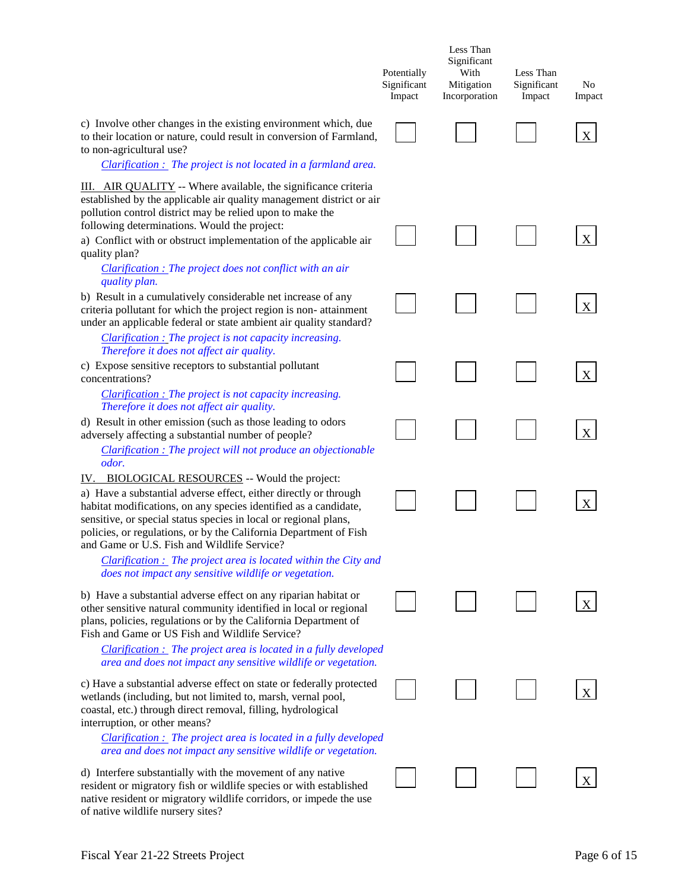| | Potentially Significant Impact | Less Than Significant With Mitigation Incorporation | Less Than Significant Impact | No Impact |
|---|---|---|---|---|
| c) Involve other changes in the existing environment which, due to their location or nature, could result in conversion of Farmland, to non-agricultural use?<br>*Clarification : The project is not located in a farmland area.* | | | | X |
| **III. AIR QUALITY** -- Where available, the significance criteria established by the applicable air quality management district or air pollution control district may be relied upon to make the following determinations. Would the project: | | | | |
| a) Conflict with or obstruct implementation of the applicable air quality plan?<br>*Clarification : The project does not conflict with an air quality plan.* | | | | X |
| b) Result in a cumulatively considerable net increase of any criteria pollutant for which the project region is non- attainment under an applicable federal or state ambient air quality standard?<br>*Clarification : The project is not capacity increasing. Therefore it does not affect air quality.* | | | | X |
| c) Expose sensitive receptors to substantial pollutant concentrations?<br>*Clarification : The project is not capacity increasing. Therefore it does not affect air quality.* | | | | X |
| d) Result in other emission (such as those leading to odors adversely affecting a substantial number of people?<br>*Clarification : The project will not produce an objectionable odor.* | | | | X |
| **IV. BIOLOGICAL RESOURCES** -- Would the project: | | | | |
| a) Have a substantial adverse effect, either directly or through habitat modifications, on any species identified as a candidate, sensitive, or special status species in local or regional plans, policies, or regulations, or by the California Department of Fish and Game or U.S. Fish and Wildlife Service?<br>*Clarification : The project area is located within the City and does not impact any sensitive wildlife or vegetation.* | | | | X |
| b) Have a substantial adverse effect on any riparian habitat or other sensitive natural community identified in local or regional plans, policies, regulations or by the California Department of Fish and Game or US Fish and Wildlife Service?<br>*Clarification : The project area is located in a fully developed area and does not impact any sensitive wildlife or vegetation.* | | | | X |
| c) Have a substantial adverse effect on state or federally protected wetlands (including, but not limited to, marsh, vernal pool, coastal, etc.) through direct removal, filling, hydrological interruption, or other means?<br>*Clarification : The project area is located in a fully developed area and does not impact any sensitive wildlife or vegetation.* | | | | X |
| d) Interfere substantially with the movement of any native resident or migratory fish or wildlife species or with established native resident or migratory wildlife corridors, or impede the use of native wildlife nursery sites? | | | | X |

Fiscal Year 21-22 Streets Project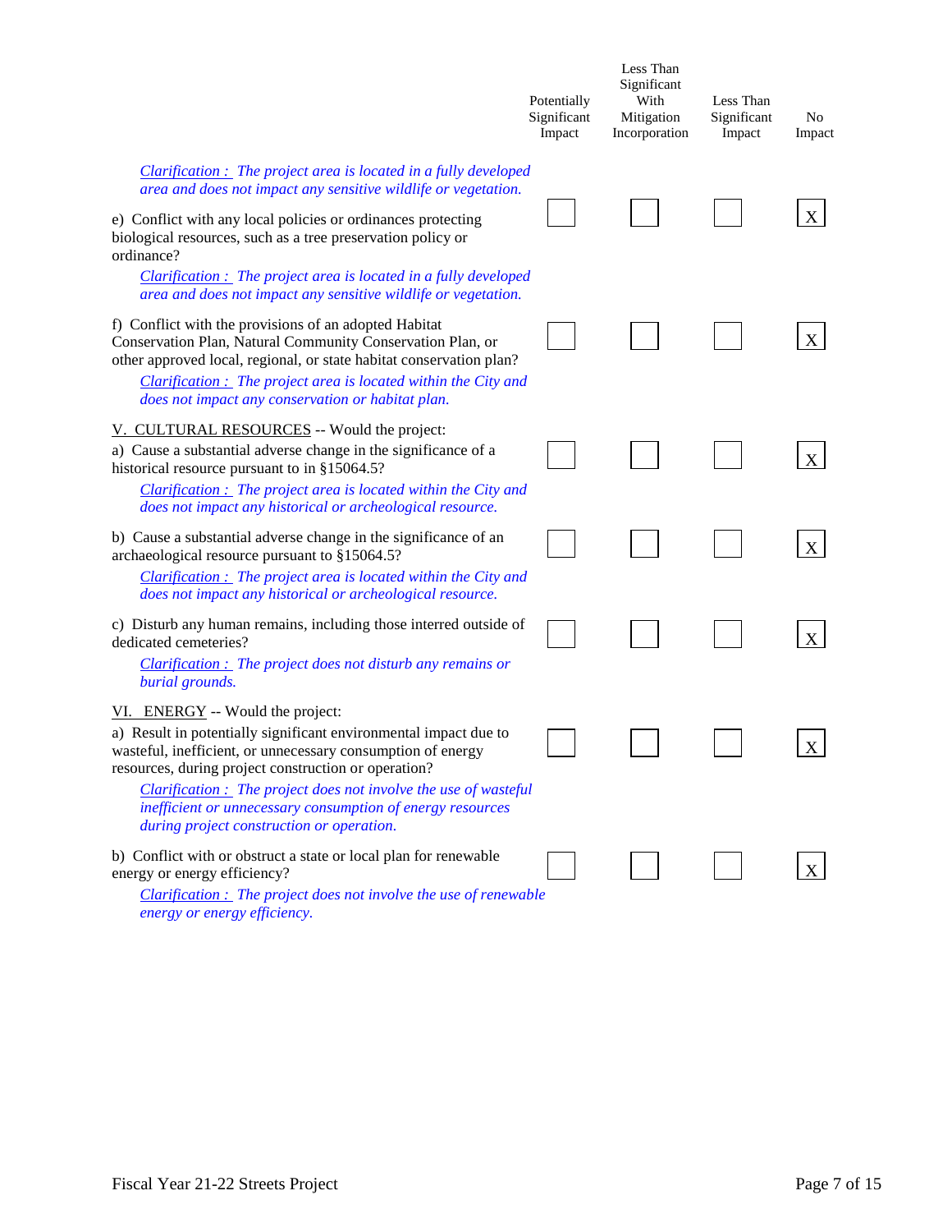| | Potentially Significant Impact | Less Than Significant With Mitigation Incorporation | Less Than Significant Impact | No Impact |
|---|---|---|---|---|
| *Clarification : The project area is located in a fully developed area and does not impact any sensitive wildlife or vegetation.* | | | | |
| e) Conflict with any local policies or ordinances protecting biological resources, such as a tree preservation policy or ordinance?<br>*Clarification : The project area is located in a fully developed area and does not impact any sensitive wildlife or vegetation.* | ☐ | ☐ | ☐ | X |
| f) Conflict with the provisions of an adopted Habitat Conservation Plan, Natural Community Conservation Plan, or other approved local, regional, or state habitat conservation plan?<br>*Clarification : The project area is located within the City and does not impact any conservation or habitat plan.* | ☐ | ☐ | ☐ | X |
| V. CULTURAL RESOURCES -- Would the project: | | | | |
| a) Cause a substantial adverse change in the significance of a historical resource pursuant to in §15064.5?<br>*Clarification : The project area is located within the City and does not impact any historical or archeological resource.* | ☐ | ☐ | ☐ | X |
| b) Cause a substantial adverse change in the significance of an archaeological resource pursuant to §15064.5?<br>*Clarification : The project area is located within the City and does not impact any historical or archeological resource.* | ☐ | ☐ | ☐ | X |
| c) Disturb any human remains, including those interred outside of dedicated cemeteries?<br>*Clarification : The project does not disturb any remains or burial grounds.* | ☐ | ☐ | ☐ | X |
| VI. ENERGY -- Would the project: | | | | |
| a) Result in potentially significant environmental impact due to wasteful, inefficient, or unnecessary consumption of energy resources, during project construction or operation?<br>*Clarification : The project does not involve the use of wasteful inefficient or unnecessary consumption of energy resources during project construction or operation.* | ☐ | ☐ | ☐ | X |
| b) Conflict with or obstruct a state or local plan for renewable energy or energy efficiency?<br>*Clarification : The project does not involve the use of renewable energy or energy efficiency.* | ☐ | ☐ | ☐ | X |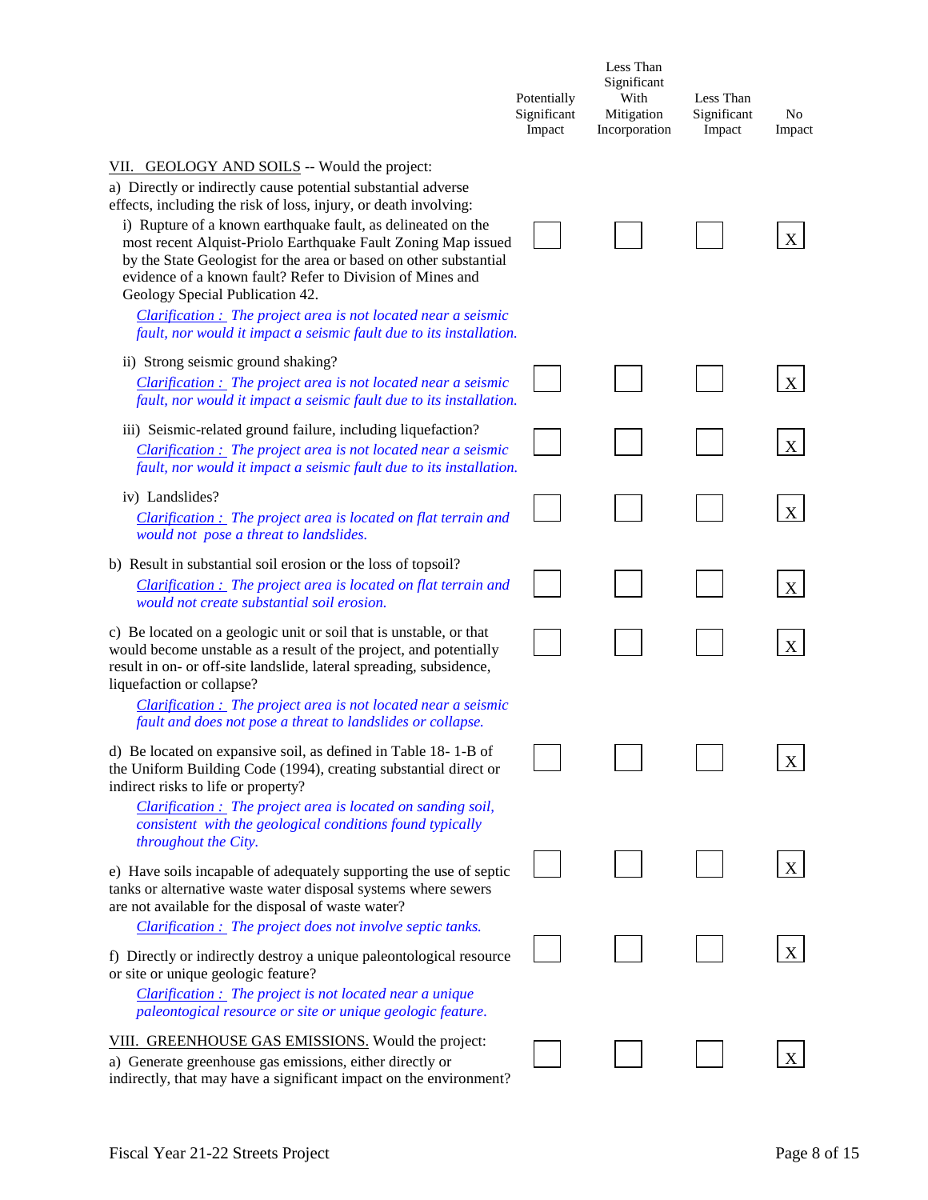| | Potentially Significant Impact | Less Than Significant With Mitigation Incorporation | Less Than Significant Impact | No Impact |
|---|---|---|---|---|
| VII. GEOLOGY AND SOILS -- Would the project: | | | | |
| a) Directly or indirectly cause potential substantial adverse effects, including the risk of loss, injury, or death involving: | | | | |
| i) Rupture of a known earthquake fault, as delineated on the most recent Alquist-Priolo Earthquake Fault Zoning Map issued by the State Geologist for the area or based on other substantial evidence of a known fault? Refer to Division of Mines and Geology Special Publication 42.<br>*Clarification : The project area is not located near a seismic fault, nor would it impact a seismic fault due to its installation.* | ☐ | ☐ | ☐ | X |
| ii) Strong seismic ground shaking?<br>*Clarification : The project area is not located near a seismic fault, nor would it impact a seismic fault due to its installation.* | ☐ | ☐ | ☐ | X |
| iii) Seismic-related ground failure, including liquefaction?<br>*Clarification : The project area is not located near a seismic fault, nor would it impact a seismic fault due to its installation.* | ☐ | ☐ | ☐ | X |
| iv) Landslides?<br>*Clarification : The project area is located on flat terrain and would not pose a threat to landslides.* | ☐ | ☐ | ☐ | X |
| b) Result in substantial soil erosion or the loss of topsoil?<br>*Clarification : The project area is located on flat terrain and would not create substantial soil erosion.* | ☐ | ☐ | ☐ | X |
| c) Be located on a geologic unit or soil that is unstable, or that would become unstable as a result of the project, and potentially result in on- or off-site landslide, lateral spreading, subsidence, liquefaction or collapse?<br>*Clarification : The project area is not located near a seismic fault and does not pose a threat to landslides or collapse.* | ☐ | ☐ | ☐ | X |
| d) Be located on expansive soil, as defined in Table 18- 1-B of the Uniform Building Code (1994), creating substantial direct or indirect risks to life or property?<br>*Clarification : The project area is located on sanding soil, consistent with the geological conditions found typically throughout the City.* | ☐ | ☐ | ☐ | X |
| e) Have soils incapable of adequately supporting the use of septic tanks or alternative waste water disposal systems where sewers are not available for the disposal of waste water?<br>*Clarification : The project does not involve septic tanks.* | ☐ | ☐ | ☐ | X |
| f) Directly or indirectly destroy a unique paleontological resource or site or unique geologic feature?<br>*Clarification : The project is not located near a unique paleontogical resource or site or unique geologic feature.* | ☐ | ☐ | ☐ | X |
| VIII. GREENHOUSE GAS EMISSIONS. Would the project: | | | | |
| a) Generate greenhouse gas emissions, either directly or indirectly, that may have a significant impact on the environment? | ☐ | ☐ | ☐ | X |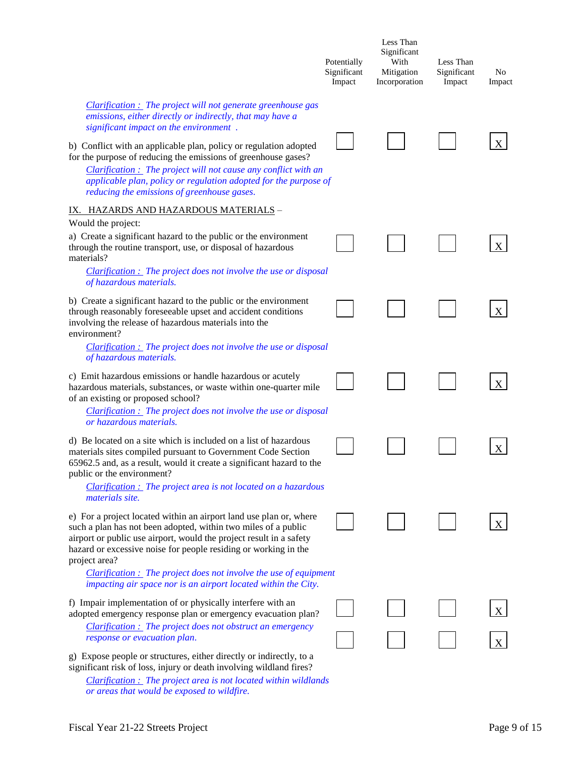| | Potentially Significant Impact | Less Than Significant With Mitigation Incorporation | Less Than Significant Impact | No Impact |
|---|---|---|---|---|
| *Clarification : The project will not generate greenhouse gas emissions, either directly or indirectly, that may have a significant impact on the environment .* | | | | |
| b) Conflict with an applicable plan, policy or regulation adopted for the purpose of reducing the emissions of greenhouse gases? *Clarification : The project will not cause any conflict with an applicable plan, policy or regulation adopted for the purpose of reducing the emissions of greenhouse gases.* | ☐ | ☐ | ☐ | X |

## IX. HAZARDS AND HAZARDOUS MATERIALS –

Would the project:

| | Potentially Significant Impact | Less Than Significant With Mitigation Incorporation | Less Than Significant Impact | No Impact |
|---|---|---|---|---|
| a) Create a significant hazard to the public or the environment through the routine transport, use, or disposal of hazardous materials? *Clarification : The project does not involve the use or disposal of hazardous materials.* | ☐ | ☐ | ☐ | X |
| b) Create a significant hazard to the public or the environment through reasonably foreseeable upset and accident conditions involving the release of hazardous materials into the environment? *Clarification : The project does not involve the use or disposal of hazardous materials.* | ☐ | ☐ | ☐ | X |
| c) Emit hazardous emissions or handle hazardous or acutely hazardous materials, substances, or waste within one-quarter mile of an existing or proposed school? *Clarification : The project does not involve the use or disposal or hazardous materials.* | ☐ | ☐ | ☐ | X |
| d) Be located on a site which is included on a list of hazardous materials sites compiled pursuant to Government Code Section 65962.5 and, as a result, would it create a significant hazard to the public or the environment? *Clarification : The project area is not located on a hazardous materials site.* | ☐ | ☐ | ☐ | X |
| e) For a project located within an airport land use plan or, where such a plan has not been adopted, within two miles of a public airport or public use airport, would the project result in a safety hazard or excessive noise for people residing or working in the project area? *Clarification : The project does not involve the use of equipment impacting air space nor is an airport located within the City.* | ☐ | ☐ | ☐ | X |
| f) Impair implementation of or physically interfere with an adopted emergency response plan or emergency evacuation plan? *Clarification : The project does not obstruct an emergency response or evacuation plan.* | ☐ | ☐ | ☐ | X |
| g) Expose people or structures, either directly or indirectly, to a significant risk of loss, injury or death involving wildland fires? *Clarification : The project area is not located within wildlands or areas that would be exposed to wildfire.* | ☐ | ☐ | ☐ | X |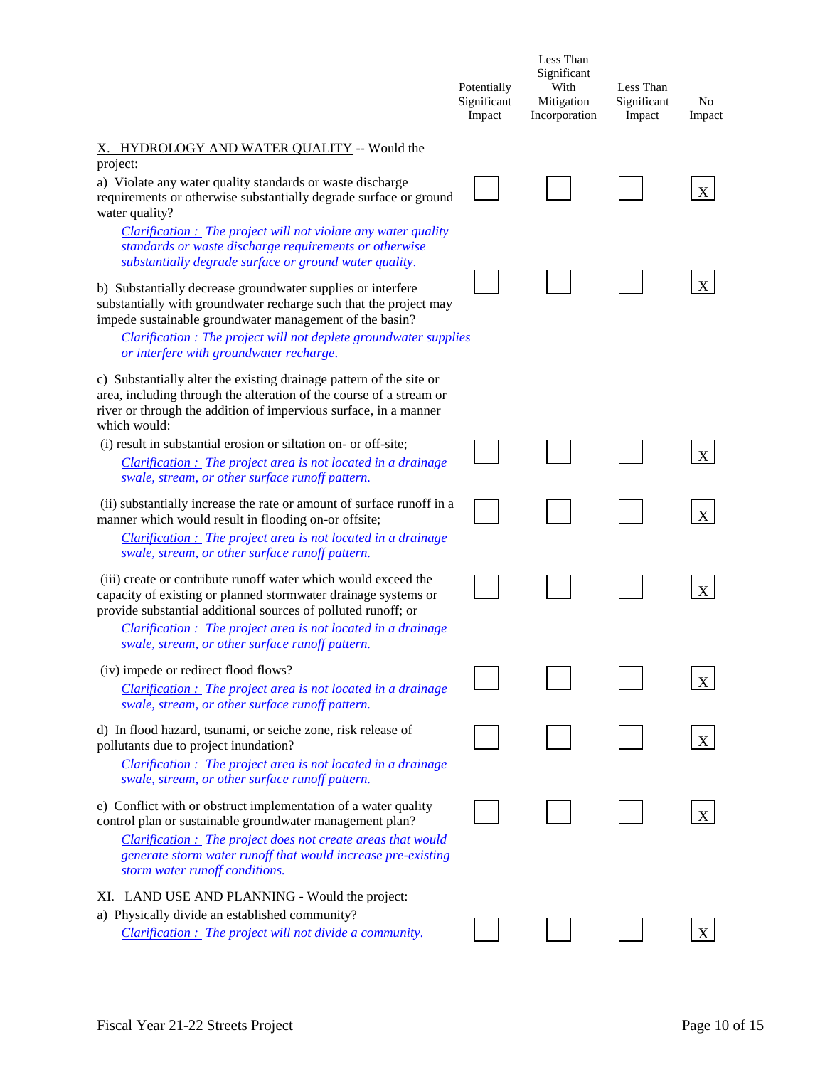| | Potentially Significant Impact | Less Than Significant With Mitigation Incorporation | Less Than Significant Impact | No Impact |
|---|---|---|---|---|
| <u>X. HYDROLOGY AND WATER QUALITY</u> -- Would the project: | | | | |
| a) Violate any water quality standards or waste discharge requirements or otherwise substantially degrade surface or ground water quality?<br>*<u>Clarification :</u> The project will not violate any water quality standards or waste discharge requirements or otherwise substantially degrade surface or ground water quality.* | | | | X |
| b) Substantially decrease groundwater supplies or interfere substantially with groundwater recharge such that the project may impede sustainable groundwater management of the basin?<br>*<u>Clarification :</u> The project will not deplete groundwater supplies or interfere with groundwater recharge.* | | | | X |
| c) Substantially alter the existing drainage pattern of the site or area, including through the alteration of the course of a stream or river or through the addition of impervious surface, in a manner which would: | | | | |
| (i) result in substantial erosion or siltation on- or off-site;<br>*<u>Clarification :</u> The project area is not located in a drainage swale, stream, or other surface runoff pattern.* | | | | X |
| (ii) substantially increase the rate or amount of surface runoff in a manner which would result in flooding on-or offsite;<br>*<u>Clarification :</u> The project area is not located in a drainage swale, stream, or other surface runoff pattern.* | | | | X |
| (iii) create or contribute runoff water which would exceed the capacity of existing or planned stormwater drainage systems or provide substantial additional sources of polluted runoff; or<br>*<u>Clarification :</u> The project area is not located in a drainage swale, stream, or other surface runoff pattern.* | | | | X |
| (iv) impede or redirect flood flows?<br>*<u>Clarification :</u> The project area is not located in a drainage swale, stream, or other surface runoff pattern.* | | | | X |
| d) In flood hazard, tsunami, or seiche zone, risk release of pollutants due to project inundation?<br>*<u>Clarification :</u> The project area is not located in a drainage swale, stream, or other surface runoff pattern.* | | | | X |
| e) Conflict with or obstruct implementation of a water quality control plan or sustainable groundwater management plan?<br>*<u>Clarification :</u> The project does not create areas that would generate storm water runoff that would increase pre-existing storm water runoff conditions.* | | | | X |
| <u>XI. LAND USE AND PLANNING</u> - Would the project: | | | | |
| a) Physically divide an established community?<br>*<u>Clarification :</u> The project will not divide a community.* | | | | X |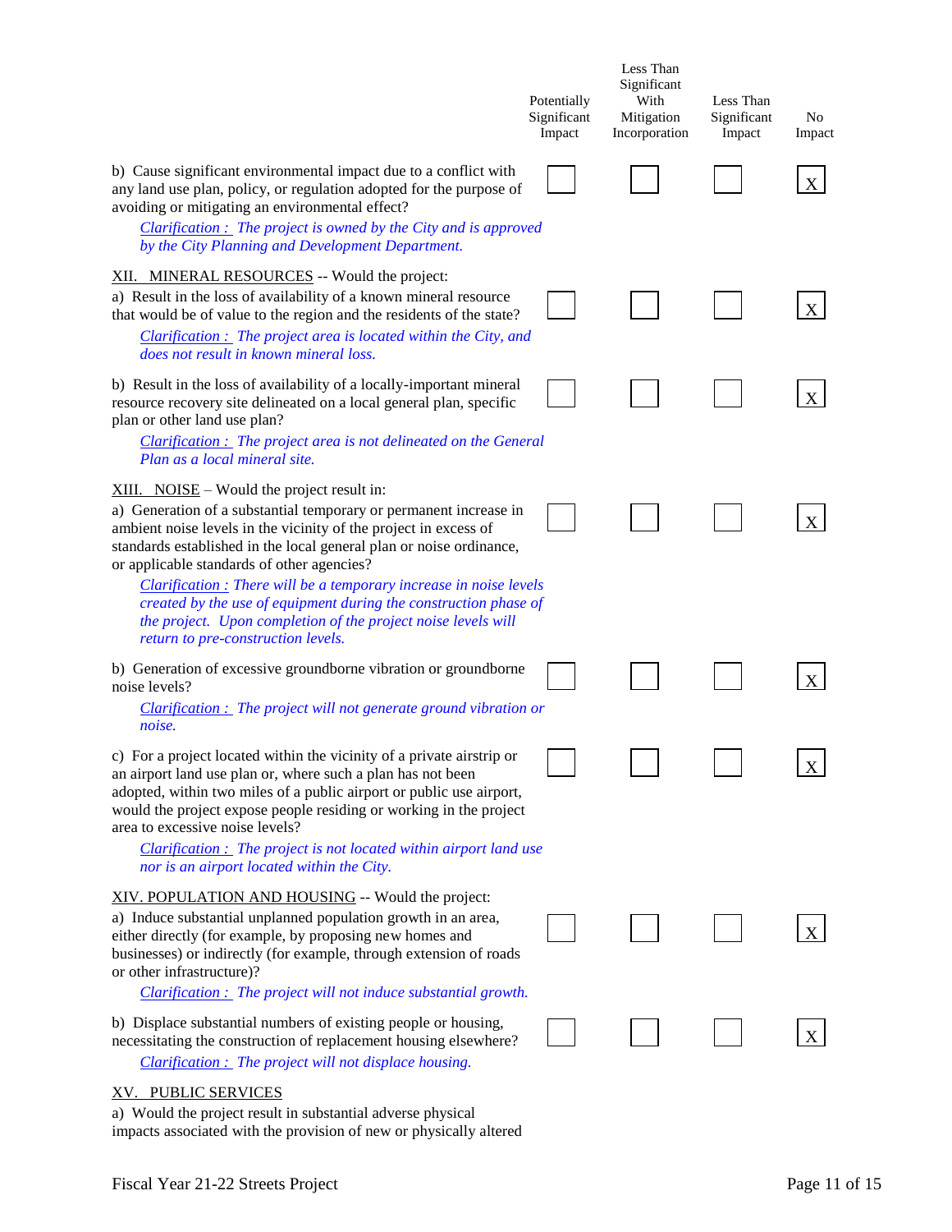| | Potentially Significant Impact | Less Than Significant With Mitigation Incorporation | Less Than Significant Impact | No Impact |
|---|---|---|---|---|
| b) Cause significant environmental impact due to a conflict with any land use plan, policy, or regulation adopted for the purpose of avoiding or mitigating an environmental effect?<br>*Clarification : The project is owned by the City and is approved by the City Planning and Development Department.* | | | | X |
| XII. MINERAL RESOURCES -- Would the project: | | | | |
| a) Result in the loss of availability of a known mineral resource that would be of value to the region and the residents of the state?<br>*Clarification : The project area is located within the City, and does not result in known mineral loss.* | | | | X |
| b) Result in the loss of availability of a locally-important mineral resource recovery site delineated on a local general plan, specific plan or other land use plan?<br>*Clarification : The project area is not delineated on the General Plan as a local mineral site.* | | | | X |
| XIII. NOISE – Would the project result in: | | | | |
| a) Generation of a substantial temporary or permanent increase in ambient noise levels in the vicinity of the project in excess of standards established in the local general plan or noise ordinance, or applicable standards of other agencies?<br>*Clarification : There will be a temporary increase in noise levels created by the use of equipment during the construction phase of the project. Upon completion of the project noise levels will return to pre-construction levels.* | | | | X |
| b) Generation of excessive groundborne vibration or groundborne noise levels?<br>*Clarification : The project will not generate ground vibration or noise.* | | | | X |
| c) For a project located within the vicinity of a private airstrip or an airport land use plan or, where such a plan has not been adopted, within two miles of a public airport or public use airport, would the project expose people residing or working in the project area to excessive noise levels?<br>*Clarification : The project is not located within airport land use nor is an airport located within the City.* | | | | X |
| XIV. POPULATION AND HOUSING -- Would the project: | | | | |
| a) Induce substantial unplanned population growth in an area, either directly (for example, by proposing new homes and businesses) or indirectly (for example, through extension of roads or other infrastructure)?<br>*Clarification : The project will not induce substantial growth.* | | | | X |
| b) Displace substantial numbers of existing people or housing, necessitating the construction of replacement housing elsewhere?<br>*Clarification : The project will not displace housing.* | | | | X |
| XV. PUBLIC SERVICES | | | | |
| a) Would the project result in substantial adverse physical impacts associated with the provision of new or physically altered | | | | |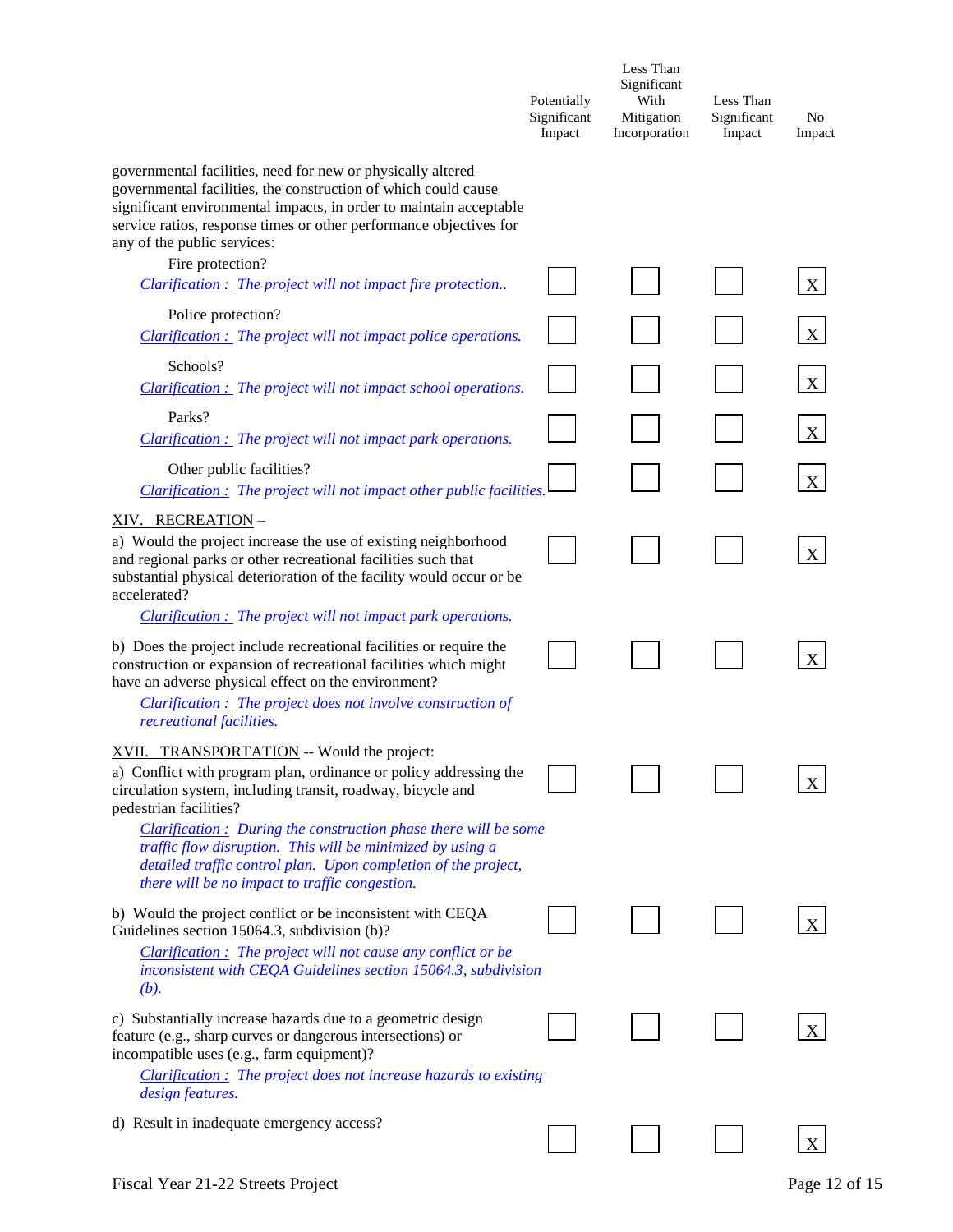| | Potentially Significant Impact | Less Than Significant With Mitigation Incorporation | Less Than Significant Impact | No Impact |
|---|---|---|---|---|
| governmental facilities, need for new or physically altered governmental facilities, the construction of which could cause significant environmental impacts, in order to maintain acceptable service ratios, response times or other performance objectives for any of the public services: | | | | |
| Fire protection? *Clarification : The project will not impact fire protection..* | | | | X |
| Police protection? *Clarification : The project will not impact police operations.* | | | | X |
| Schools? *Clarification : The project will not impact school operations.* | | | | X |
| Parks? *Clarification : The project will not impact park operations.* | | | | X |
| Other public facilities? *Clarification : The project will not impact other public facilities.* | | | | X |

XIV. RECREATION –

| | Potentially Significant Impact | Less Than Significant With Mitigation Incorporation | Less Than Significant Impact | No Impact |
|---|---|---|---|---|
| a) Would the project increase the use of existing neighborhood and regional parks or other recreational facilities such that substantial physical deterioration of the facility would occur or be accelerated? *Clarification : The project will not impact park operations.* | | | | X |
| b) Does the project include recreational facilities or require the construction or expansion of recreational facilities which might have an adverse physical effect on the environment? *Clarification : The project does not involve construction of recreational facilities.* | | | | X |

XVII. TRANSPORTATION -- Would the project:

| | Potentially Significant Impact | Less Than Significant With Mitigation Incorporation | Less Than Significant Impact | No Impact |
|---|---|---|---|---|
| a) Conflict with program plan, ordinance or policy addressing the circulation system, including transit, roadway, bicycle and pedestrian facilities? *Clarification : During the construction phase there will be some traffic flow disruption. This will be minimized by using a detailed traffic control plan. Upon completion of the project, there will be no impact to traffic congestion.* | | | | X |
| b) Would the project conflict or be inconsistent with CEQA Guidelines section 15064.3, subdivision (b)? *Clarification : The project will not cause any conflict or be inconsistent with CEQA Guidelines section 15064.3, subdivision (b).* | | | | X |
| c) Substantially increase hazards due to a geometric design feature (e.g., sharp curves or dangerous intersections) or incompatible uses (e.g., farm equipment)? *Clarification : The project does not increase hazards to existing design features.* | | | | X |
| d) Result in inadequate emergency access? | | | | X |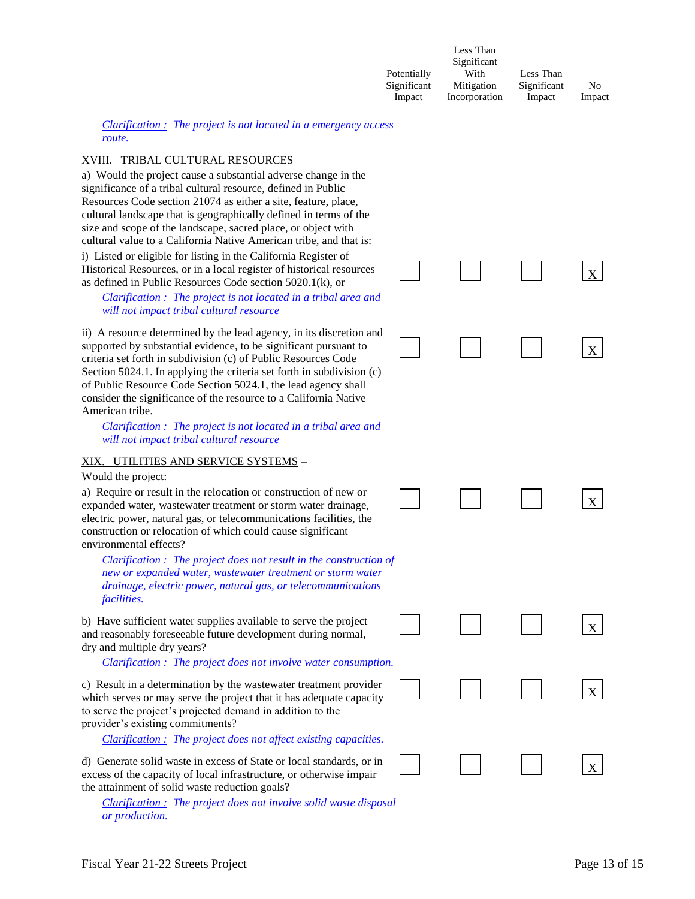| | Potentially Significant Impact | Less Than Significant With Mitigation Incorporation | Less Than Significant Impact | No Impact |
|---|---|---|---|---|

*Clarification : The project is not located in a emergency access route.*

XVIII. TRIBAL CULTURAL RESOURCES –

a) Would the project cause a substantial adverse change in the significance of a tribal cultural resource, defined in Public Resources Code section 21074 as either a site, feature, place, cultural landscape that is geographically defined in terms of the size and scope of the landscape, sacred place, or object with cultural value to a California Native American tribe, and that is:

| | Potentially Significant Impact | Less Than Significant With Mitigation Incorporation | Less Than Significant Impact | No Impact |
|---|---|---|---|---|
| i) Listed or eligible for listing in the California Register of Historical Resources, or in a local register of historical resources as defined in Public Resources Code section 5020.1(k), or | ☐ | ☐ | ☐ | X |

*Clarification : The project is not located in a tribal area and will not impact tribal cultural resource*

| | Potentially Significant Impact | Less Than Significant With Mitigation Incorporation | Less Than Significant Impact | No Impact |
|---|---|---|---|---|
| ii) A resource determined by the lead agency, in its discretion and supported by substantial evidence, to be significant pursuant to criteria set forth in subdivision (c) of Public Resources Code Section 5024.1. In applying the criteria set forth in subdivision (c) of Public Resource Code Section 5024.1, the lead agency shall consider the significance of the resource to a California Native American tribe. | ☐ | ☐ | ☐ | X |

*Clarification : The project is not located in a tribal area and will not impact tribal cultural resource*

XIX. UTILITIES AND SERVICE SYSTEMS –

Would the project:

| | Potentially Significant Impact | Less Than Significant With Mitigation Incorporation | Less Than Significant Impact | No Impact |
|---|---|---|---|---|
| a) Require or result in the relocation or construction of new or expanded water, wastewater treatment or storm water drainage, electric power, natural gas, or telecommunications facilities, the construction or relocation of which could cause significant environmental effects? | ☐ | ☐ | ☐ | X |

*Clarification : The project does not result in the construction of new or expanded water, wastewater treatment or storm water drainage, electric power, natural gas, or telecommunications facilities.*

| | Potentially Significant Impact | Less Than Significant With Mitigation Incorporation | Less Than Significant Impact | No Impact |
|---|---|---|---|---|
| b) Have sufficient water supplies available to serve the project and reasonably foreseeable future development during normal, dry and multiple dry years? | ☐ | ☐ | ☐ | X |

*Clarification : The project does not involve water consumption.*

| | Potentially Significant Impact | Less Than Significant With Mitigation Incorporation | Less Than Significant Impact | No Impact |
|---|---|---|---|---|
| c) Result in a determination by the wastewater treatment provider which serves or may serve the project that it has adequate capacity to serve the project's projected demand in addition to the provider's existing commitments? | ☐ | ☐ | ☐ | X |

*Clarification : The project does not affect existing capacities.*

| | Potentially Significant Impact | Less Than Significant With Mitigation Incorporation | Less Than Significant Impact | No Impact |
|---|---|---|---|---|
| d) Generate solid waste in excess of State or local standards, or in excess of the capacity of local infrastructure, or otherwise impair the attainment of solid waste reduction goals? | ☐ | ☐ | ☐ | X |

*Clarification : The project does not involve solid waste disposal or production.*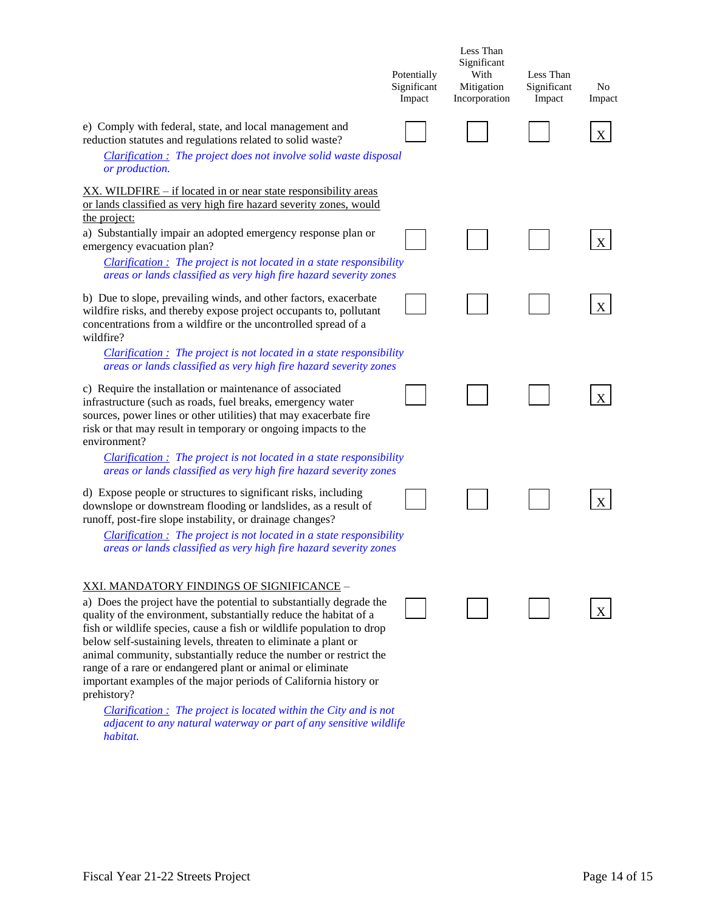| | Potentially Significant Impact | Less Than Significant With Mitigation Incorporation | Less Than Significant Impact | No Impact |
|---|---|---|---|---|
| e) Comply with federal, state, and local management and reduction statutes and regulations related to solid waste?<br>*Clarification : The project does not involve solid waste disposal or production.* | | | | X |
| <u>XX. WILDFIRE – if located in or near state responsibility areas or lands classified as very high fire hazard severity zones, would the project:</u> | | | | |
| a) Substantially impair an adopted emergency response plan or emergency evacuation plan?<br>*Clarification : The project is not located in a state responsibility areas or lands classified as very high fire hazard severity zones* | | | | X |
| b) Due to slope, prevailing winds, and other factors, exacerbate wildfire risks, and thereby expose project occupants to, pollutant concentrations from a wildfire or the uncontrolled spread of a wildfire?<br>*Clarification : The project is not located in a state responsibility areas or lands classified as very high fire hazard severity zones* | | | | X |
| c) Require the installation or maintenance of associated infrastructure (such as roads, fuel breaks, emergency water sources, power lines or other utilities) that may exacerbate fire risk or that may result in temporary or ongoing impacts to the environment?<br>*Clarification : The project is not located in a state responsibility areas or lands classified as very high fire hazard severity zones* | | | | X |
| d) Expose people or structures to significant risks, including downslope or downstream flooding or landslides, as a result of runoff, post-fire slope instability, or drainage changes?<br>*Clarification : The project is not located in a state responsibility areas or lands classified as very high fire hazard severity zones* | | | | X |
| <u>XXI. MANDATORY FINDINGS OF SIGNIFICANCE</u> – | | | | |
| a) Does the project have the potential to substantially degrade the quality of the environment, substantially reduce the habitat of a fish or wildlife species, cause a fish or wildlife population to drop below self-sustaining levels, threaten to eliminate a plant or animal community, substantially reduce the number or restrict the range of a rare or endangered plant or animal or eliminate important examples of the major periods of California history or prehistory?<br>*Clarification : The project is located within the City and is not adjacent to any natural waterway or part of any sensitive wildlife habitat.* | | | | X |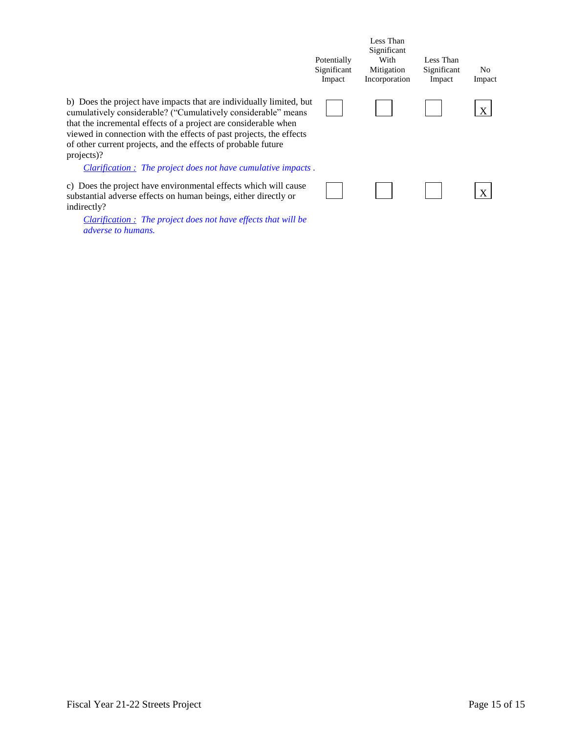| | Potentially Significant Impact | Less Than Significant With Mitigation Incorporation | Less Than Significant Impact | No Impact |
|---|---|---|---|---|
| b) Does the project have impacts that are individually limited, but cumulatively considerable? ("Cumulatively considerable" means that the incremental effects of a project are considerable when viewed in connection with the effects of past projects, the effects of other current projects, and the effects of probable future projects)? | | | | X |
| c) Does the project have environmental effects which will cause substantial adverse effects on human beings, either directly or indirectly? | | | | X |

*Clarification : The project does not have cumulative impacts .* (item b)

*Clarification : The project does not have effects that will be adverse to humans.* (item c)